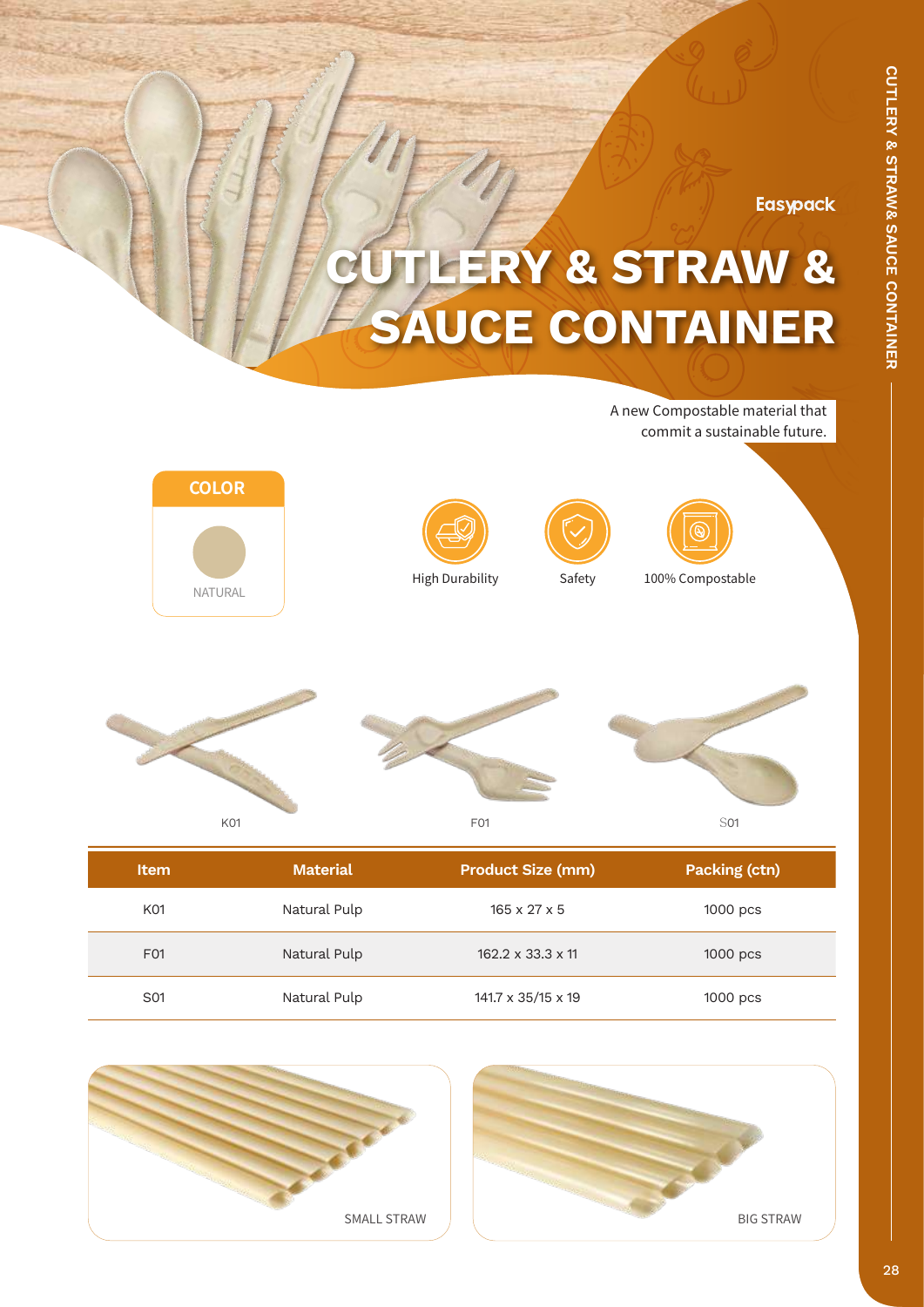Easypack

# CUTLERY & STRAW & SAUCE CONTAINER

A new Compostable material that commit a sustainable future.

**COLOR**

NATURAL

High Durability

Safety

100% Compostable

K01

F01

S01

| Item | Material | Product Size (mm) | Packing (ctn) |
|---|---|---|---|
| K01 | Natural Pulp | 165 x 27 x 5 | 1000 pcs |
| F01 | Natural Pulp | 162.2 x 33.3 x 11 | 1000 pcs |
| S01 | Natural Pulp | 141.7 x 35/15 x 19 | 1000 pcs |

SMALL STRAW

BIG STRAW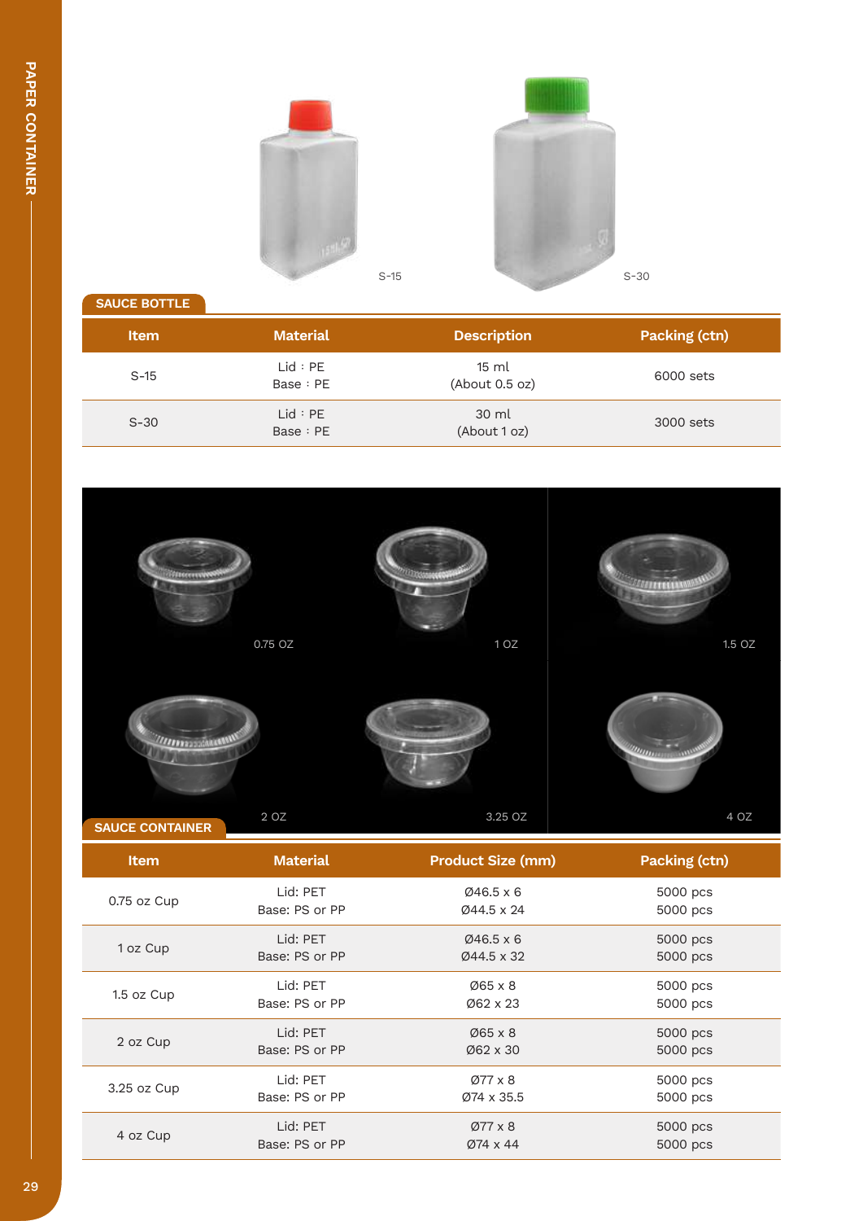S-15

S-30

## SAUCE BOTTLE

| Item | Material | Description | Packing (ctn) |
|---|---|---|---|
| S-15 | Lid : PE<br>Base : PE | 15 ml<br>(About 0.5 oz) | 6000 sets |
| S-30 | Lid : PE<br>Base : PE | 30 ml<br>(About 1 oz) | 3000 sets |

0.75 OZ

1 OZ

1.5 OZ

2 OZ

3.25 OZ

4 OZ

## SAUCE CONTAINER

| Item | Material | Product Size (mm) | Packing (ctn) |
|---|---|---|---|
| 0.75 oz Cup | Lid: PET<br>Base: PS or PP | Ø46.5 x 6<br>Ø44.5 x 24 | 5000 pcs<br>5000 pcs |
| 1 oz Cup | Lid: PET<br>Base: PS or PP | Ø46.5 x 6<br>Ø44.5 x 32 | 5000 pcs<br>5000 pcs |
| 1.5 oz Cup | Lid: PET<br>Base: PS or PP | Ø65 x 8<br>Ø62 x 23 | 5000 pcs<br>5000 pcs |
| 2 oz Cup | Lid: PET<br>Base: PS or PP | Ø65 x 8<br>Ø62 x 30 | 5000 pcs<br>5000 pcs |
| 3.25 oz Cup | Lid: PET<br>Base: PS or PP | Ø77 x 8<br>Ø74 x 35.5 | 5000 pcs<br>5000 pcs |
| 4 oz Cup | Lid: PET<br>Base: PS or PP | Ø77 x 8<br>Ø74 x 44 | 5000 pcs<br>5000 pcs |